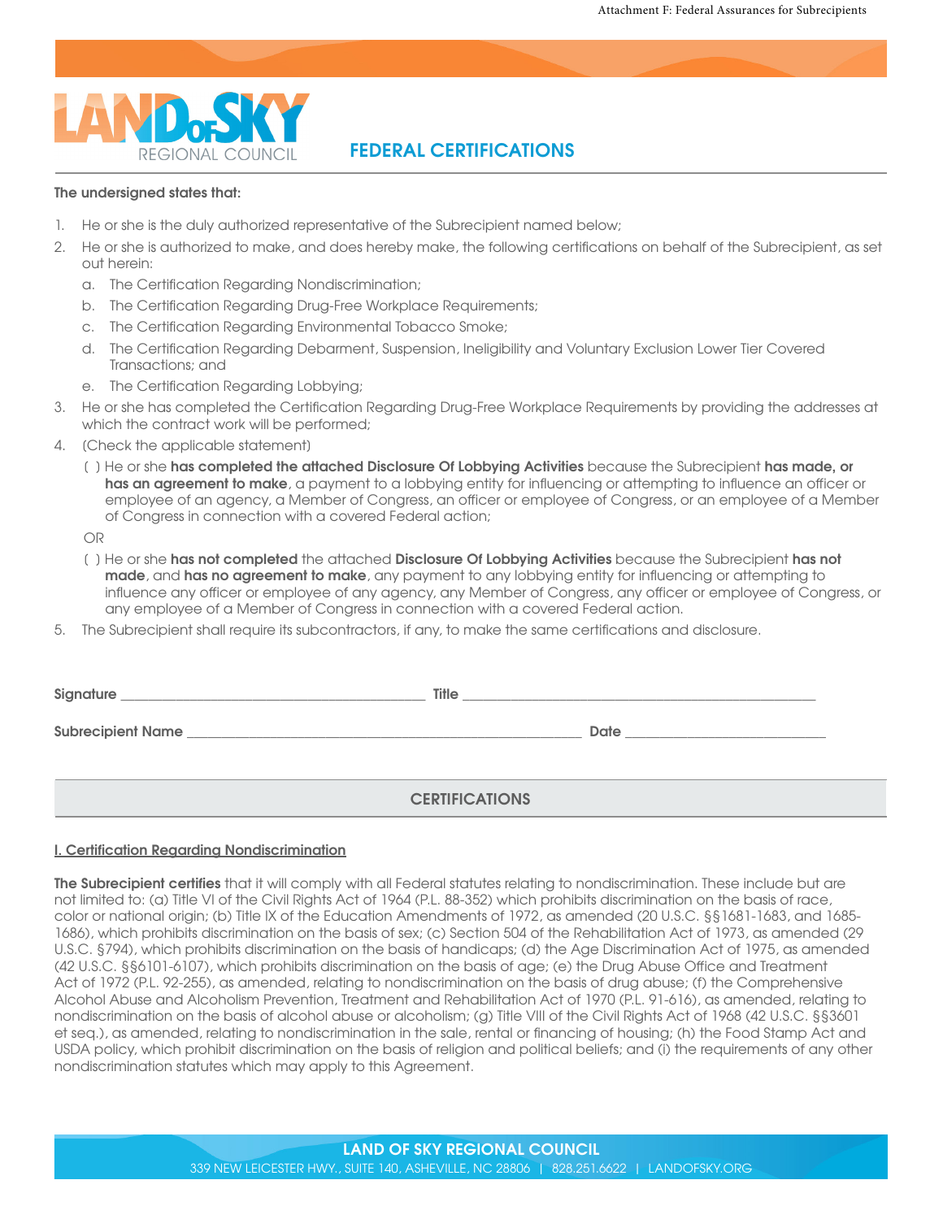# FEDERAL CERTIFICATIONS

**The undersigned states that:**

1. He or she is the duly authorized representative of the Subrecipient named below;
2. He or she is authorized to make, and does hereby make, the following certifications on behalf of the Subrecipient, as set out herein:
   a. The Certification Regarding Nondiscrimination;
   b. The Certification Regarding Drug-Free Workplace Requirements;
   c. The Certification Regarding Environmental Tobacco Smoke;
   d. The Certification Regarding Debarment, Suspension, Ineligibility and Voluntary Exclusion Lower Tier Covered Transactions; and
   e. The Certification Regarding Lobbying;
3. He or she has completed the Certification Regarding Drug-Free Workplace Requirements by providing the addresses at which the contract work will be performed;
4. (Check the applicable statement)

   [ ] He or she **has completed the attached Disclosure Of Lobbying Activities** because the Subrecipient **has made, or has an agreement to make**, a payment to a lobbying entity for influencing or attempting to influence an officer or employee of an agency, a Member of Congress, an officer or employee of Congress, or an employee of a Member of Congress in connection with a covered Federal action;

   OR

   [ ] He or she **has not completed** the attached **Disclosure Of Lobbying Activities** because the Subrecipient **has not made**, and **has no agreement to make**, any payment to any lobbying entity for influencing or attempting to influence any officer or employee of any agency, any Member of Congress, any officer or employee of Congress, or any employee of a Member of Congress in connection with a covered Federal action.
5. The Subrecipient shall require its subcontractors, if any, to make the same certifications and disclosure.

**Signature** ___________________________________ **Title** ___________________________________

**Subrecipient Name** ___________________________________ **Date** ___________________________

## CERTIFICATIONS

### I. Certification Regarding Nondiscrimination

**The Subrecipient certifies** that it will comply with all Federal statutes relating to nondiscrimination. These include but are not limited to: (a) Title VI of the Civil Rights Act of 1964 (P.L. 88-352) which prohibits discrimination on the basis of race, color or national origin; (b) Title IX of the Education Amendments of 1972, as amended (20 U.S.C. §§1681-1683, and 1685-1686), which prohibits discrimination on the basis of sex; (c) Section 504 of the Rehabilitation Act of 1973, as amended (29 U.S.C. §794), which prohibits discrimination on the basis of handicaps; (d) the Age Discrimination Act of 1975, as amended (42 U.S.C. §§6101-6107), which prohibits discrimination on the basis of age; (e) the Drug Abuse Office and Treatment Act of 1972 (P.L. 92-255), as amended, relating to nondiscrimination on the basis of drug abuse; (f) the Comprehensive Alcohol Abuse and Alcoholism Prevention, Treatment and Rehabilitation Act of 1970 (P.L. 91-616), as amended, relating to nondiscrimination on the basis of alcohol abuse or alcoholism; (g) Title VIII of the Civil Rights Act of 1968 (42 U.S.C. §§3601 et seq.), as amended, relating to nondiscrimination in the sale, rental or financing of housing; (h) the Food Stamp Act and USDA policy, which prohibit discrimination on the basis of religion and political beliefs; and (i) the requirements of any other nondiscrimination statutes which may apply to this Agreement.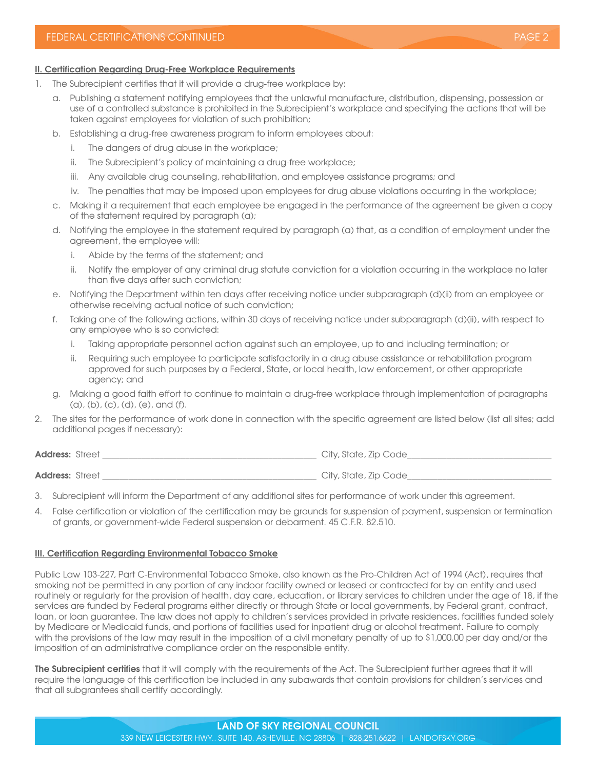**II. Certification Regarding Drug-Free Workplace Requirements**

1. The Subrecipient certifies that it will provide a drug-free workplace by:
   a. Publishing a statement notifying employees that the unlawful manufacture, distribution, dispensing, possession or use of a controlled substance is prohibited in the Subrecipient's workplace and specifying the actions that will be taken against employees for violation of such prohibition;
   b. Establishing a drug-free awareness program to inform employees about:
      i. The dangers of drug abuse in the workplace;
      ii. The Subrecipient's policy of maintaining a drug-free workplace;
      iii. Any available drug counseling, rehabilitation, and employee assistance programs; and
      iv. The penalties that may be imposed upon employees for drug abuse violations occurring in the workplace;
   c. Making it a requirement that each employee be engaged in the performance of the agreement be given a copy of the statement required by paragraph (a);
   d. Notifying the employee in the statement required by paragraph (a) that, as a condition of employment under the agreement, the employee will:
      i. Abide by the terms of the statement; and
      ii. Notify the employer of any criminal drug statute conviction for a violation occurring in the workplace no later than five days after such conviction;
   e. Notifying the Department within ten days after receiving notice under subparagraph (d)(ii) from an employee or otherwise receiving actual notice of such conviction;
   f. Taking one of the following actions, within 30 days of receiving notice under subparagraph (d)(ii), with respect to any employee who is so convicted:
      i. Taking appropriate personnel action against such an employee, up to and including termination; or
      ii. Requiring such employee to participate satisfactorily in a drug abuse assistance or rehabilitation program approved for such purposes by a Federal, State, or local health, law enforcement, or other appropriate agency; and
   g. Making a good faith effort to continue to maintain a drug-free workplace through implementation of paragraphs (a), (b), (c), (d), (e), and (f).
2. The sites for the performance of work done in connection with the specific agreement are listed below (list all sites; add additional pages if necessary):

**Address:** Street ______________________________ City, State, Zip Code______________________________

**Address:** Street ______________________________ City, State, Zip Code______________________________

3. Subrecipient will inform the Department of any additional sites for performance of work under this agreement.
4. False certification or violation of the certification may be grounds for suspension of payment, suspension or termination of grants, or government-wide Federal suspension or debarment. 45 C.F.R. 82.510.

**III. Certification Regarding Environmental Tobacco Smoke**

Public Law 103-227, Part C-Environmental Tobacco Smoke, also known as the Pro-Children Act of 1994 (Act), requires that smoking not be permitted in any portion of any indoor facility owned or leased or contracted for by an entity and used routinely or regularly for the provision of health, day care, education, or library services to children under the age of 18, if the services are funded by Federal programs either directly or through State or local governments, by Federal grant, contract, loan, or loan guarantee. The law does not apply to children's services provided in private residences, facilities funded solely by Medicare or Medicaid funds, and portions of facilities used for inpatient drug or alcohol treatment. Failure to comply with the provisions of the law may result in the imposition of a civil monetary penalty of up to $1,000.00 per day and/or the imposition of an administrative compliance order on the responsible entity.

**The Subrecipient certifies** that it will comply with the requirements of the Act. The Subrecipient further agrees that it will require the language of this certification be included in any subawards that contain provisions for children's services and that all subgrantees shall certify accordingly.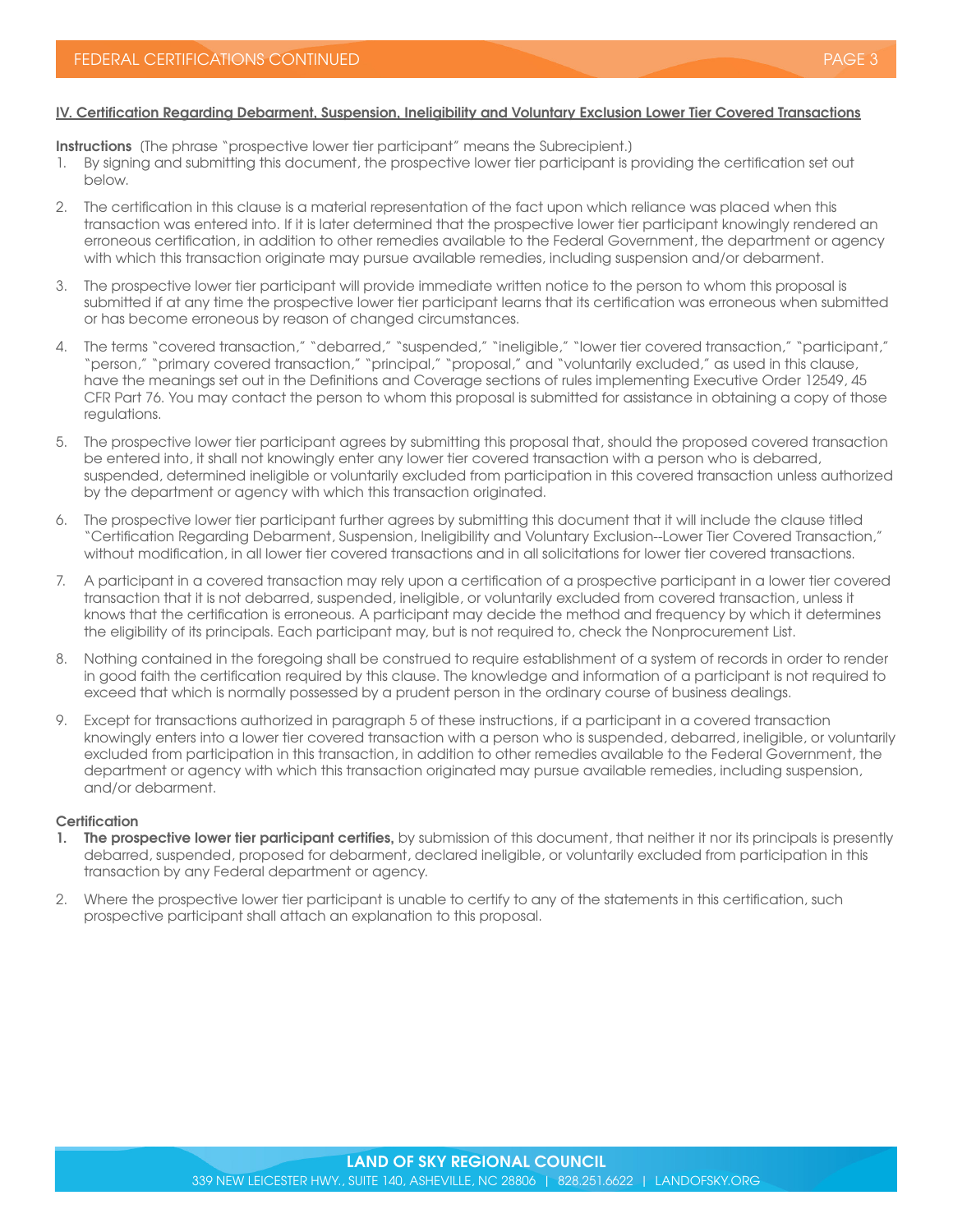## IV. Certification Regarding Debarment, Suspension, Ineligibility and Voluntary Exclusion Lower Tier Covered Transactions

**Instructions** (The phrase "prospective lower tier participant" means the Subrecipient.)

1. By signing and submitting this document, the prospective lower tier participant is providing the certification set out below.
2. The certification in this clause is a material representation of the fact upon which reliance was placed when this transaction was entered into. If it is later determined that the prospective lower tier participant knowingly rendered an erroneous certification, in addition to other remedies available to the Federal Government, the department or agency with which this transaction originate may pursue available remedies, including suspension and/or debarment.
3. The prospective lower tier participant will provide immediate written notice to the person to whom this proposal is submitted if at any time the prospective lower tier participant learns that its certification was erroneous when submitted or has become erroneous by reason of changed circumstances.
4. The terms "covered transaction," "debarred," "suspended," "ineligible," "lower tier covered transaction," "participant," "person," "primary covered transaction," "principal," "proposal," and "voluntarily excluded," as used in this clause, have the meanings set out in the Definitions and Coverage sections of rules implementing Executive Order 12549, 45 CFR Part 76. You may contact the person to whom this proposal is submitted for assistance in obtaining a copy of those regulations.
5. The prospective lower tier participant agrees by submitting this proposal that, should the proposed covered transaction be entered into, it shall not knowingly enter any lower tier covered transaction with a person who is debarred, suspended, determined ineligible or voluntarily excluded from participation in this covered transaction unless authorized by the department or agency with which this transaction originated.
6. The prospective lower tier participant further agrees by submitting this document that it will include the clause titled "Certification Regarding Debarment, Suspension, Ineligibility and Voluntary Exclusion--Lower Tier Covered Transaction," without modification, in all lower tier covered transactions and in all solicitations for lower tier covered transactions.
7. A participant in a covered transaction may rely upon a certification of a prospective participant in a lower tier covered transaction that it is not debarred, suspended, ineligible, or voluntarily excluded from covered transaction, unless it knows that the certification is erroneous. A participant may decide the method and frequency by which it determines the eligibility of its principals. Each participant may, but is not required to, check the Nonprocurement List.
8. Nothing contained in the foregoing shall be construed to require establishment of a system of records in order to render in good faith the certification required by this clause. The knowledge and information of a participant is not required to exceed that which is normally possessed by a prudent person in the ordinary course of business dealings.
9. Except for transactions authorized in paragraph 5 of these instructions, if a participant in a covered transaction knowingly enters into a lower tier covered transaction with a person who is suspended, debarred, ineligible, or voluntarily excluded from participation in this transaction, in addition to other remedies available to the Federal Government, the department or agency with which this transaction originated may pursue available remedies, including suspension, and/or debarment.

**Certification**

1. **The prospective lower tier participant certifies,** by submission of this document, that neither it nor its principals is presently debarred, suspended, proposed for debarment, declared ineligible, or voluntarily excluded from participation in this transaction by any Federal department or agency.
2. Where the prospective lower tier participant is unable to certify to any of the statements in this certification, such prospective participant shall attach an explanation to this proposal.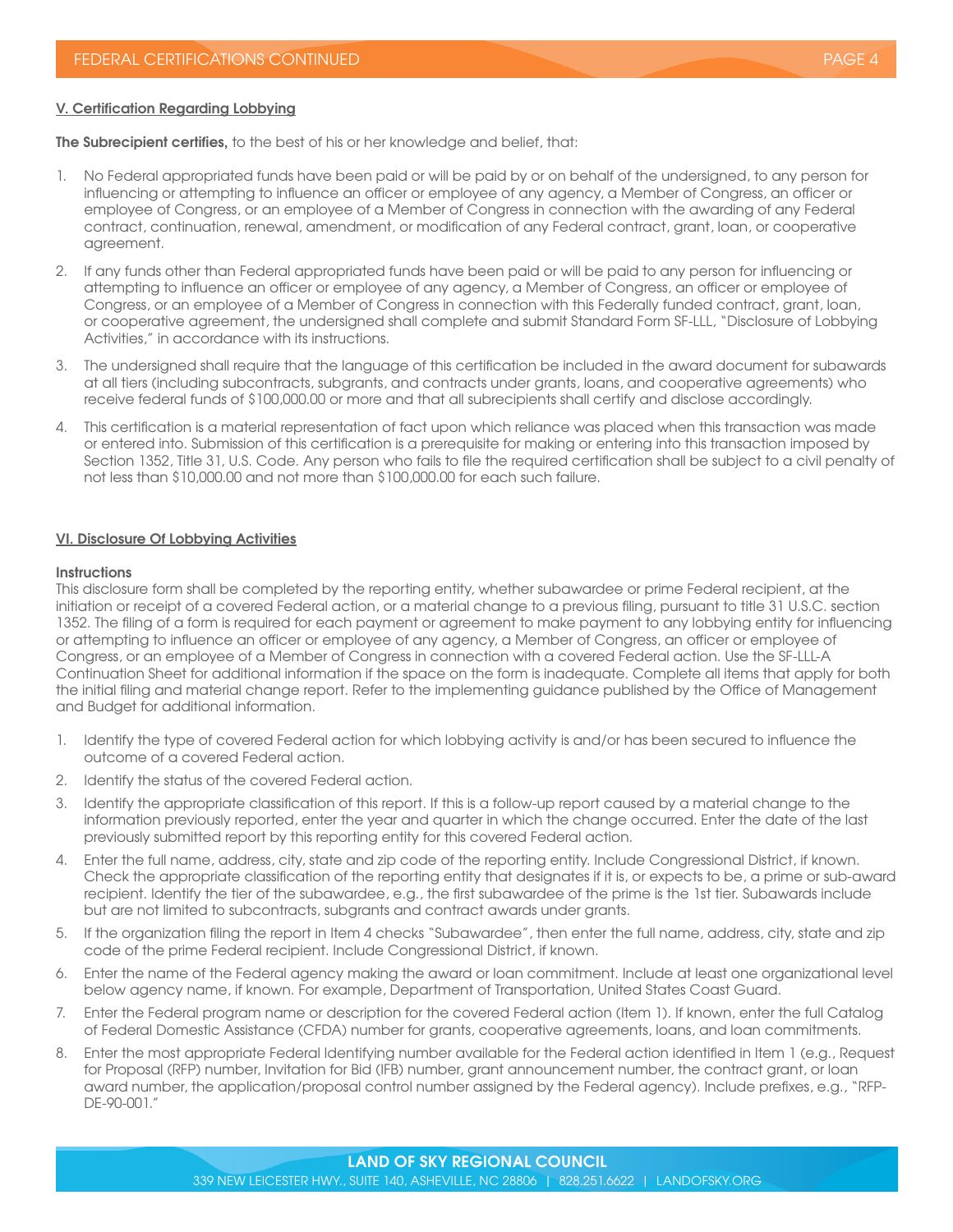## V. Certification Regarding Lobbying

**The Subrecipient certifies,** to the best of his or her knowledge and belief, that:

1. No Federal appropriated funds have been paid or will be paid by or on behalf of the undersigned, to any person for influencing or attempting to influence an officer or employee of any agency, a Member of Congress, an officer or employee of Congress, or an employee of a Member of Congress in connection with the awarding of any Federal contract, continuation, renewal, amendment, or modification of any Federal contract, grant, loan, or cooperative agreement.
2. If any funds other than Federal appropriated funds have been paid or will be paid to any person for influencing or attempting to influence an officer or employee of any agency, a Member of Congress, an officer or employee of Congress, or an employee of a Member of Congress in connection with this Federally funded contract, grant, loan, or cooperative agreement, the undersigned shall complete and submit Standard Form SF-LLL, "Disclosure of Lobbying Activities," in accordance with its instructions.
3. The undersigned shall require that the language of this certification be included in the award document for subawards at all tiers (including subcontracts, subgrants, and contracts under grants, loans, and cooperative agreements) who receive federal funds of $100,000.00 or more and that all subrecipients shall certify and disclose accordingly.
4. This certification is a material representation of fact upon which reliance was placed when this transaction was made or entered into. Submission of this certification is a prerequisite for making or entering into this transaction imposed by Section 1352, Title 31, U.S. Code. Any person who fails to file the required certification shall be subject to a civil penalty of not less than $10,000.00 and not more than $100,000.00 for each such failure.

## VI. Disclosure Of Lobbying Activities

**Instructions**

This disclosure form shall be completed by the reporting entity, whether subawardee or prime Federal recipient, at the initiation or receipt of a covered Federal action, or a material change to a previous filing, pursuant to title 31 U.S.C. section 1352. The filing of a form is required for each payment or agreement to make payment to any lobbying entity for influencing or attempting to influence an officer or employee of any agency, a Member of Congress, an officer or employee of Congress, or an employee of a Member of Congress in connection with a covered Federal action. Use the SF-LLL-A Continuation Sheet for additional information if the space on the form is inadequate. Complete all items that apply for both the initial filing and material change report. Refer to the implementing guidance published by the Office of Management and Budget for additional information.

1. Identify the type of covered Federal action for which lobbying activity is and/or has been secured to influence the outcome of a covered Federal action.
2. Identify the status of the covered Federal action.
3. Identify the appropriate classification of this report. If this is a follow-up report caused by a material change to the information previously reported, enter the year and quarter in which the change occurred. Enter the date of the last previously submitted report by this reporting entity for this covered Federal action.
4. Enter the full name, address, city, state and zip code of the reporting entity. Include Congressional District, if known. Check the appropriate classification of the reporting entity that designates if it is, or expects to be, a prime or sub-award recipient. Identify the tier of the subawardee, e.g., the first subawardee of the prime is the 1st tier. Subawards include but are not limited to subcontracts, subgrants and contract awards under grants.
5. If the organization filing the report in Item 4 checks "Subawardee", then enter the full name, address, city, state and zip code of the prime Federal recipient. Include Congressional District, if known.
6. Enter the name of the Federal agency making the award or loan commitment. Include at least one organizational level below agency name, if known. For example, Department of Transportation, United States Coast Guard.
7. Enter the Federal program name or description for the covered Federal action (Item 1). If known, enter the full Catalog of Federal Domestic Assistance (CFDA) number for grants, cooperative agreements, loans, and loan commitments.
8. Enter the most appropriate Federal Identifying number available for the Federal action identified in Item 1 (e.g., Request for Proposal (RFP) number, Invitation for Bid (IFB) number, grant announcement number, the contract grant, or loan award number, the application/proposal control number assigned by the Federal agency). Include prefixes, e.g., "RFP-DE-90-001."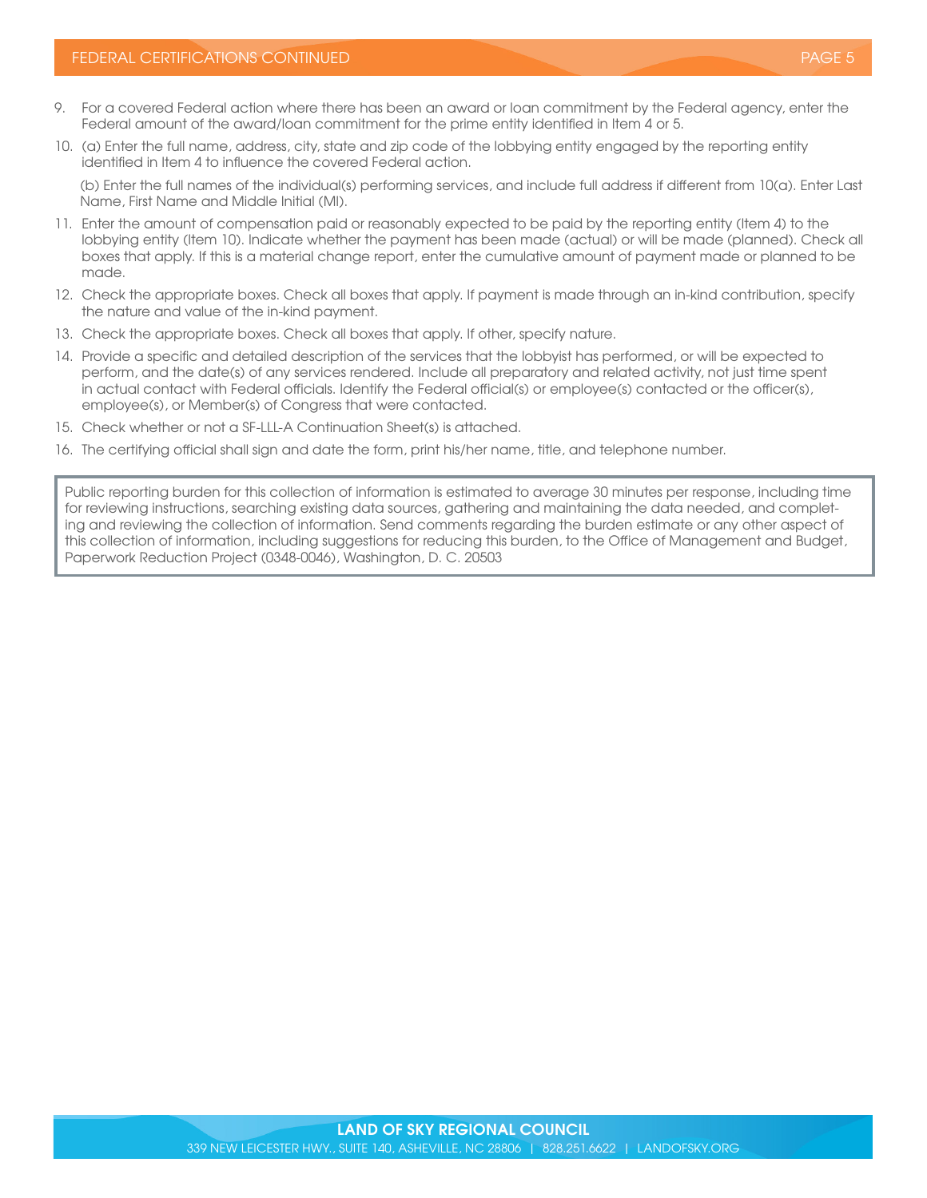9. For a covered Federal action where there has been an award or loan commitment by the Federal agency, enter the Federal amount of the award/loan commitment for the prime entity identified in Item 4 or 5.
10. (a) Enter the full name, address, city, state and zip code of the lobbying entity engaged by the reporting entity identified in Item 4 to influence the covered Federal action.

    (b) Enter the full names of the individual(s) performing services, and include full address if different from 10(a). Enter Last Name, First Name and Middle Initial (MI).
11. Enter the amount of compensation paid or reasonably expected to be paid by the reporting entity (Item 4) to the lobbying entity (Item 10). Indicate whether the payment has been made (actual) or will be made (planned). Check all boxes that apply. If this is a material change report, enter the cumulative amount of payment made or planned to be made.
12. Check the appropriate boxes. Check all boxes that apply. If payment is made through an in-kind contribution, specify the nature and value of the in-kind payment.
13. Check the appropriate boxes. Check all boxes that apply. If other, specify nature.
14. Provide a specific and detailed description of the services that the lobbyist has performed, or will be expected to perform, and the date(s) of any services rendered. Include all preparatory and related activity, not just time spent in actual contact with Federal officials. Identify the Federal official(s) or employee(s) contacted or the officer(s), employee(s), or Member(s) of Congress that were contacted.
15. Check whether or not a SF-LLL-A Continuation Sheet(s) is attached.
16. The certifying official shall sign and date the form, print his/her name, title, and telephone number.

Public reporting burden for this collection of information is estimated to average 30 minutes per response, including time for reviewing instructions, searching existing data sources, gathering and maintaining the data needed, and completing and reviewing the collection of information. Send comments regarding the burden estimate or any other aspect of this collection of information, including suggestions for reducing this burden, to the Office of Management and Budget, Paperwork Reduction Project (0348-0046), Washington, D. C. 20503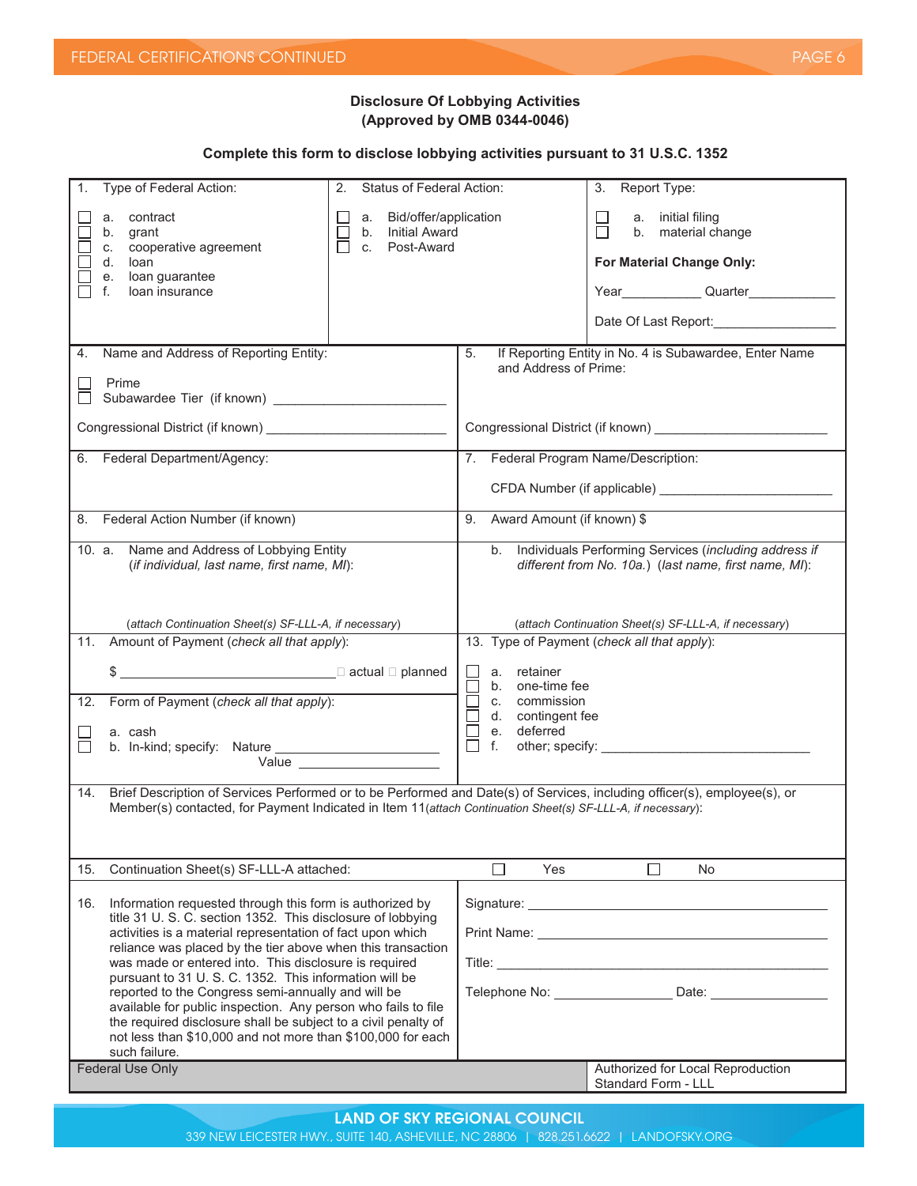## Disclosure Of Lobbying Activities
## (Approved by OMB 0344-0046)

**Complete this form to disclose lobbying activities pursuant to 31 U.S.C. 1352**

| 1. Type of Federal Action: | 2. Status of Federal Action: | 3. Report Type: |
|---|---|---|
| ☐ a. contract<br>☐ b. grant<br>☐ c. cooperative agreement<br>☐ d. loan<br>☐ e. loan guarantee<br>☐ f. loan insurance | ☐ a. Bid/offer/application<br>☐ b. Initial Award<br>☐ c. Post-Award | ☐ a. initial filing<br>☐ b. material change<br><br>**For Material Change Only:**<br><br>Year__________ Quarter___________<br><br>Date Of Last Report:________________ |

| 4. Name and Address of Reporting Entity: | 5. If Reporting Entity in No. 4 is Subawardee, Enter Name and Address of Prime: |
|---|---|
| ☐ Prime<br>☐ Subawardee Tier (if known) ______________________<br><br>Congressional District (if known) ______________________ | <br><br><br>Congressional District (if known) ______________________ |
| 6. Federal Department/Agency: | 7. Federal Program Name/Description:<br><br>CFDA Number (if applicable) ______________________ |
| 8. Federal Action Number (if known) | 9. Award Amount (if known) $ |
| 10. a. Name and Address of Lobbying Entity (*if individual, last name, first name, MI*):<br><br><br>(*attach Continuation Sheet(s) SF-LLL-A, if necessary*) | b. Individuals Performing Services (*including address if different from No. 10a.*) (*last name, first name, MI*):<br><br><br>(*attach Continuation Sheet(s) SF-LLL-A, if necessary*) |
| 11. Amount of Payment (*check all that apply*):<br><br>$ ____________________________ ☐ actual ☐ planned<br><br>12. Form of Payment (*check all that apply*):<br><br>☐ a. cash<br>☐ b. In-kind; specify: Nature ____________________<br>Value ____________________ | 13. Type of Payment (*check all that apply*):<br><br>☐ a. retainer<br>☐ b. one-time fee<br>☐ c. commission<br>☐ d. contingent fee<br>☐ e. deferred<br>☐ f. other; specify: ____________________________ |

14. Brief Description of Services Performed or to be Performed and Date(s) of Services, including officer(s), employee(s), or Member(s) contacted, for Payment Indicated in Item 11(*attach Continuation Sheet(s) SF-LLL-A, if necessary*):

15. Continuation Sheet(s) SF-LLL-A attached: ☐ Yes ☐ No

| 16. Information requested through this form is authorized by title 31 U. S. C. section 1352. This disclosure of lobbying activities is a material representation of fact upon which reliance was placed by the tier above when this transaction was made or entered into. This disclosure is required pursuant to 31 U. S. C. 1352. This information will be reported to the Congress semi-annually and will be available for public inspection. Any person who fails to file the required disclosure shall be subject to a civil penalty of not less than $10,000 and not more than $100,000 for each such failure. | Signature: ______________________________<br><br>Print Name: ______________________________<br><br>Title: ______________________________<br><br>Telephone No: ________________ Date: ________________ |
|---|---|
| Federal Use Only | Authorized for Local Reproduction<br>Standard Form - LLL |

**LAND OF SKY REGIONAL COUNCIL**
339 NEW LEICESTER HWY., SUITE 140, ASHEVILLE, NC 28806 | 828.251.6622 | LANDOFSKY.ORG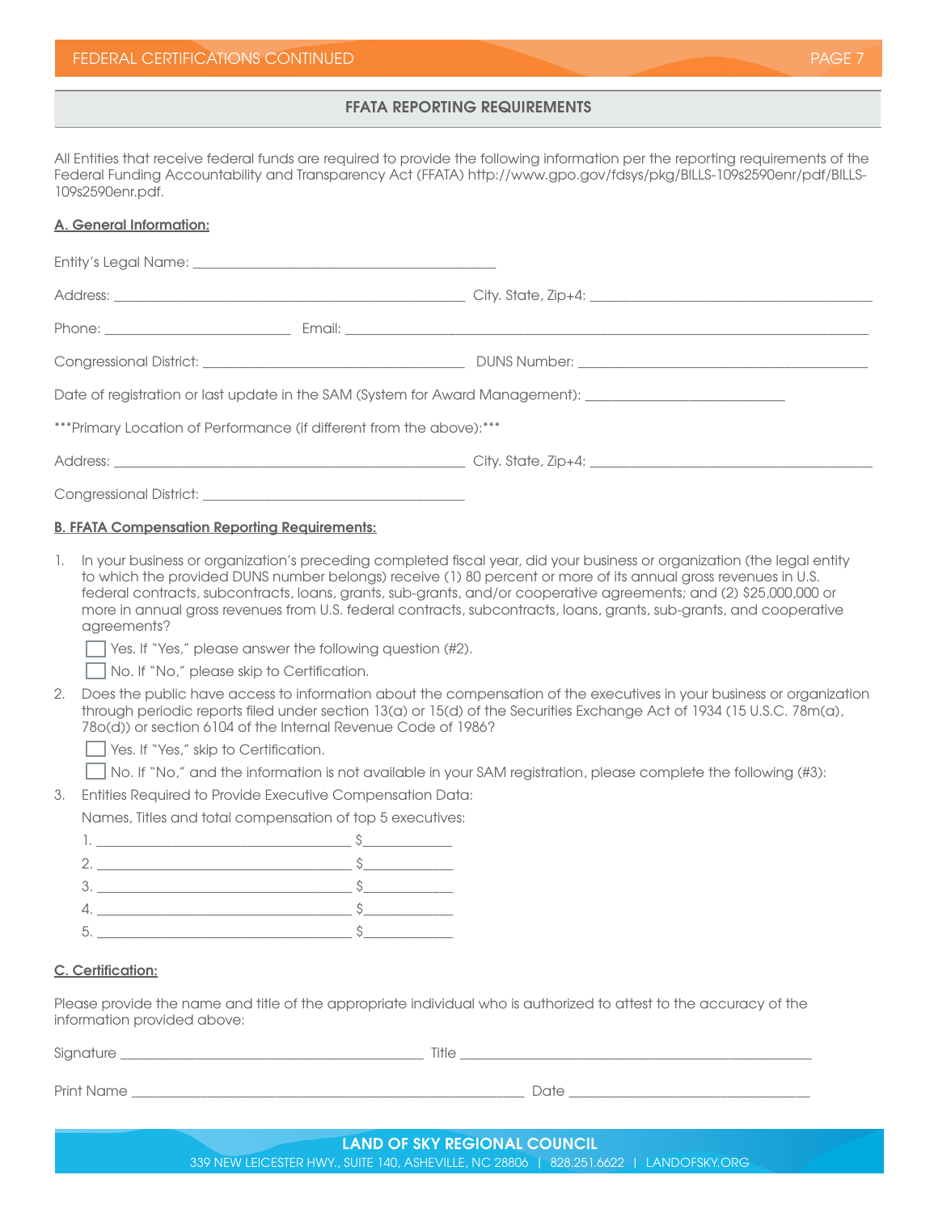## FFATA REPORTING REQUIREMENTS

All Entities that receive federal funds are required to provide the following information per the reporting requirements of the Federal Funding Accountability and Transparency Act (FFATA) http://www.gpo.gov/fdsys/pkg/BILLS-109s2590enr/pdf/BILLS-109s2590enr.pdf.

### A. General Information:

Entity's Legal Name: ___________________________________________

Address: __________________________________________________ City. State, Zip+4: _____________________________________________

Phone: __________________________ Email: _________________________________________________________________________________

Congressional District: _____________________________________ DUNS Number: _____________________________________________

Date of registration or last update in the SAM (System for Award Management): ____________________________

***Primary Location of Performance (if different from the above):***

Address: __________________________________________________ City. State, Zip+4: _____________________________________________

Congressional District: _____________________________________

### B. FFATA Compensation Reporting Requirements:

1. In your business or organization's preceding completed fiscal year, did your business or organization (the legal entity to which the provided DUNS number belongs) receive (1) 80 percent or more of its annual gross revenues in U.S. federal contracts, subcontracts, loans, grants, sub-grants, and/or cooperative agreements; and (2) $25,000,000 or more in annual gross revenues from U.S. federal contracts, subcontracts, loans, grants, sub-grants, and cooperative agreements?

   ☐ Yes. If "Yes," please answer the following question (#2).

   ☐ No. If "No," please skip to Certification.

2. Does the public have access to information about the compensation of the executives in your business or organization through periodic reports filed under section 13(a) or 15(d) of the Securities Exchange Act of 1934 (15 U.S.C. 78m(a), 78o(d)) or section 6104 of the Internal Revenue Code of 1986?

   ☐ Yes. If "Yes," skip to Certification.

   ☐ No. If "No," and the information is not available in your SAM registration, please complete the following (#3):

3. Entities Required to Provide Executive Compensation Data:

   Names, Titles and total compensation of top 5 executives:

   1. ___________________________________ $_____________
   2. ___________________________________ $_____________
   3. ___________________________________ $_____________
   4. ___________________________________ $_____________
   5. ___________________________________ $_____________

### C. Certification:

Please provide the name and title of the appropriate individual who is authorized to attest to the accuracy of the information provided above:

Signature ___________________________________________ Title ___________________________________________________

Print Name ________________________________________________________ Date __________________________________

**LAND OF SKY REGIONAL COUNCIL**
339 NEW LEICESTER HWY., SUITE 140, ASHEVILLE, NC 28806 | 828.251.6622 | LANDOFSKY.ORG